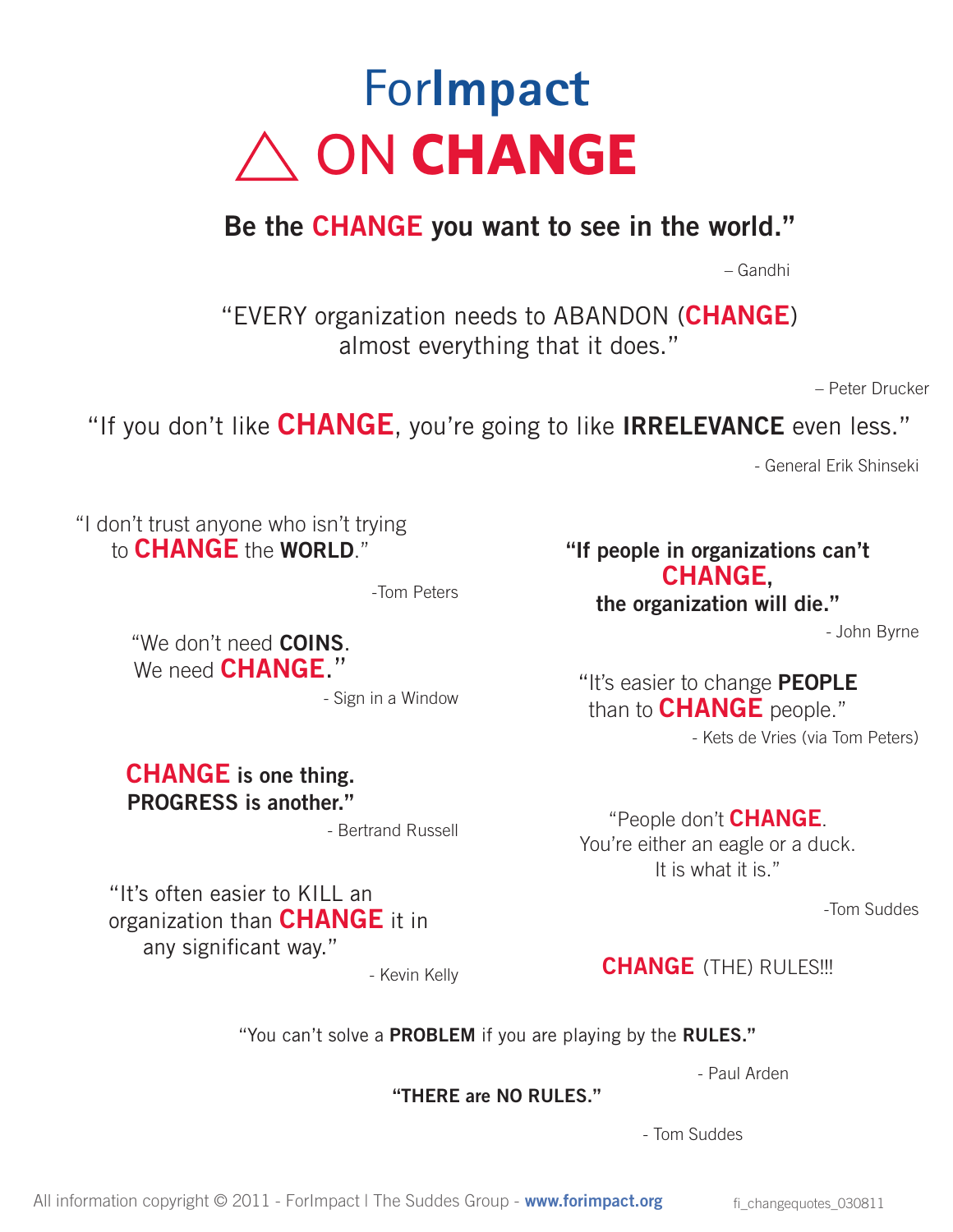# ForImpact
# △ ON CHANGE

**Be the CHANGE you want to see in the world."**

– Gandhi

"EVERY organization needs to ABANDON (**CHANGE**) almost everything that it does."

– Peter Drucker

"If you don't like **CHANGE**, you're going to like **IRRELEVANCE** even less."

- General Erik Shinseki

"I don't trust anyone who isn't trying to **CHANGE** the **WORLD**."

-Tom Peters

"We don't need **COINS**. We need **CHANGE**."

- Sign in a Window

**CHANGE is one thing. PROGRESS is another."**

- Bertrand Russell

"It's often easier to KILL an organization than **CHANGE** it in any significant way."

- Kevin Kelly

**"If people in organizations can't CHANGE, the organization will die."**

- John Byrne

"It's easier to change **PEOPLE** than to **CHANGE** people."

- Kets de Vries (via Tom Peters)

"People don't **CHANGE**. You're either an eagle or a duck. It is what it is."

-Tom Suddes

**CHANGE** (THE) RULES!!!

"You can't solve a **PROBLEM** if you are playing by the **RULES."**

- Paul Arden

**"THERE are NO RULES."**

- Tom Suddes

All information copyright © 2011 - ForImpact | The Suddes Group - **www.forimpact.org** fi_changequotes_030811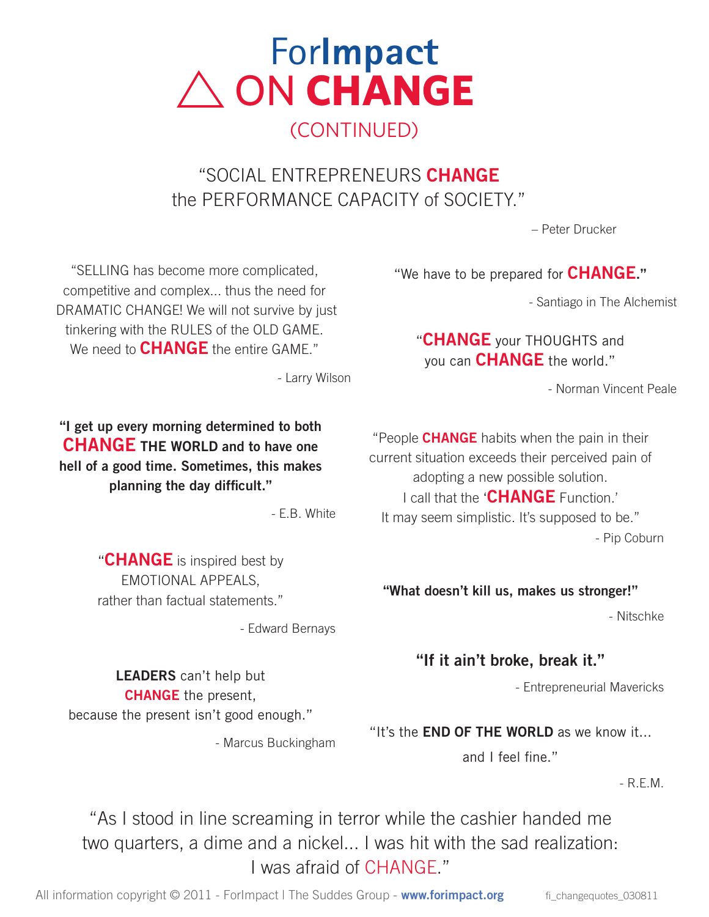# ForImpact △ ON CHANGE

(CONTINUED)

"SOCIAL ENTREPRENEURS **CHANGE** the PERFORMANCE CAPACITY of SOCIETY."

– Peter Drucker

"SELLING has become more complicated, competitive and complex... thus the need for DRAMATIC CHANGE! We will not survive by just tinkering with the RULES of the OLD GAME. We need to **CHANGE** the entire GAME."

- Larry Wilson

**"I get up every morning determined to both CHANGE THE WORLD and to have one hell of a good time. Sometimes, this makes planning the day difficult."**

- E.B. White

"**CHANGE** is inspired best by EMOTIONAL APPEALS, rather than factual statements."

- Edward Bernays

**LEADERS** can't help but **CHANGE** the present, because the present isn't good enough."

- Marcus Buckingham

"We have to be prepared for **CHANGE**."

- Santiago in The Alchemist

"**CHANGE** your THOUGHTS and you can **CHANGE** the world."

- Norman Vincent Peale

"People **CHANGE** habits when the pain in their current situation exceeds their perceived pain of adopting a new possible solution. I call that the '**CHANGE** Function.' It may seem simplistic. It's supposed to be."

- Pip Coburn

**"What doesn't kill us, makes us stronger!"**

- Nitschke

**"If it ain't broke, break it."**

- Entrepreneurial Mavericks

"It's the **END OF THE WORLD** as we know it... and I feel fine."

- R.E.M.

"As I stood in line screaming in terror while the cashier handed me two quarters, a dime and a nickel... I was hit with the sad realization: I was afraid of CHANGE."

All information copyright © 2011 - ForImpact | The Suddes Group - **www.forimpact.org** fi_changequotes_030811